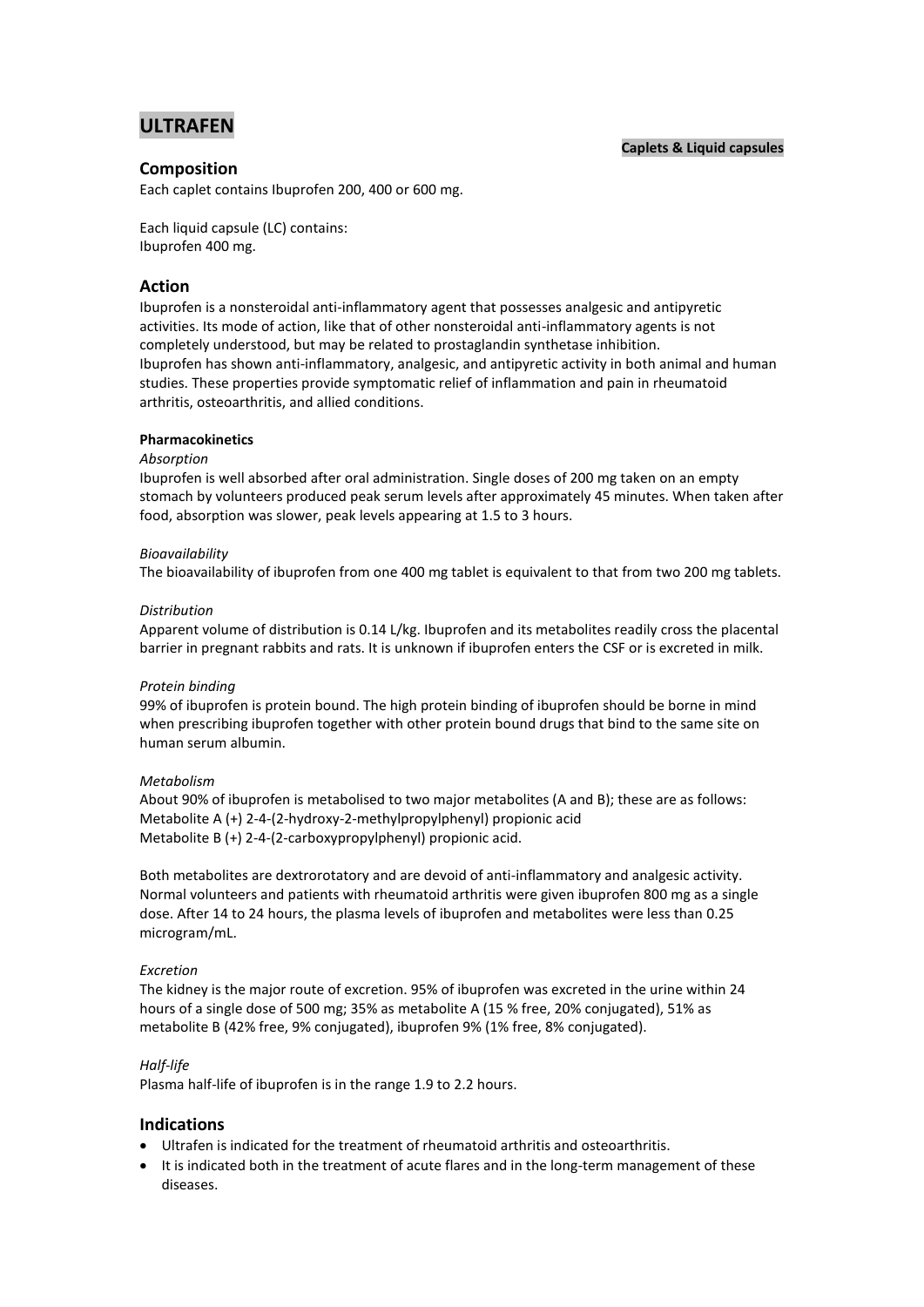# ULTRAFEN

**Caplets & Liquid capsules**

## Composition

Each caplet contains Ibuprofen 200, 400 or 600 mg.

Each liquid capsule (LC) contains:
Ibuprofen 400 mg.

## Action

Ibuprofen is a nonsteroidal anti-inflammatory agent that possesses analgesic and antipyretic activities. Its mode of action, like that of other nonsteroidal anti-inflammatory agents is not completely understood, but may be related to prostaglandin synthetase inhibition.
Ibuprofen has shown anti-inflammatory, analgesic, and antipyretic activity in both animal and human studies. These properties provide symptomatic relief of inflammation and pain in rheumatoid arthritis, osteoarthritis, and allied conditions.

#### Pharmacokinetics

*Absorption*
Ibuprofen is well absorbed after oral administration. Single doses of 200 mg taken on an empty stomach by volunteers produced peak serum levels after approximately 45 minutes. When taken after food, absorption was slower, peak levels appearing at 1.5 to 3 hours.

*Bioavailability*
The bioavailability of ibuprofen from one 400 mg tablet is equivalent to that from two 200 mg tablets.

*Distribution*
Apparent volume of distribution is 0.14 L/kg. Ibuprofen and its metabolites readily cross the placental barrier in pregnant rabbits and rats. It is unknown if ibuprofen enters the CSF or is excreted in milk.

*Protein binding*
99% of ibuprofen is protein bound. The high protein binding of ibuprofen should be borne in mind when prescribing ibuprofen together with other protein bound drugs that bind to the same site on human serum albumin.

*Metabolism*
About 90% of ibuprofen is metabolised to two major metabolites (A and B); these are as follows:
Metabolite A (+) 2-4-(2-hydroxy-2-methylpropylphenyl) propionic acid
Metabolite B (+) 2-4-(2-carboxypropylphenyl) propionic acid.

Both metabolites are dextrorotatory and are devoid of anti-inflammatory and analgesic activity. Normal volunteers and patients with rheumatoid arthritis were given ibuprofen 800 mg as a single dose. After 14 to 24 hours, the plasma levels of ibuprofen and metabolites were less than 0.25 microgram/mL.

*Excretion*
The kidney is the major route of excretion. 95% of ibuprofen was excreted in the urine within 24 hours of a single dose of 500 mg; 35% as metabolite A (15 % free, 20% conjugated), 51% as metabolite B (42% free, 9% conjugated), ibuprofen 9% (1% free, 8% conjugated).

*Half-life*
Plasma half-life of ibuprofen is in the range 1.9 to 2.2 hours.

## Indications

- Ultrafen is indicated for the treatment of rheumatoid arthritis and osteoarthritis.
- It is indicated both in the treatment of acute flares and in the long-term management of these diseases.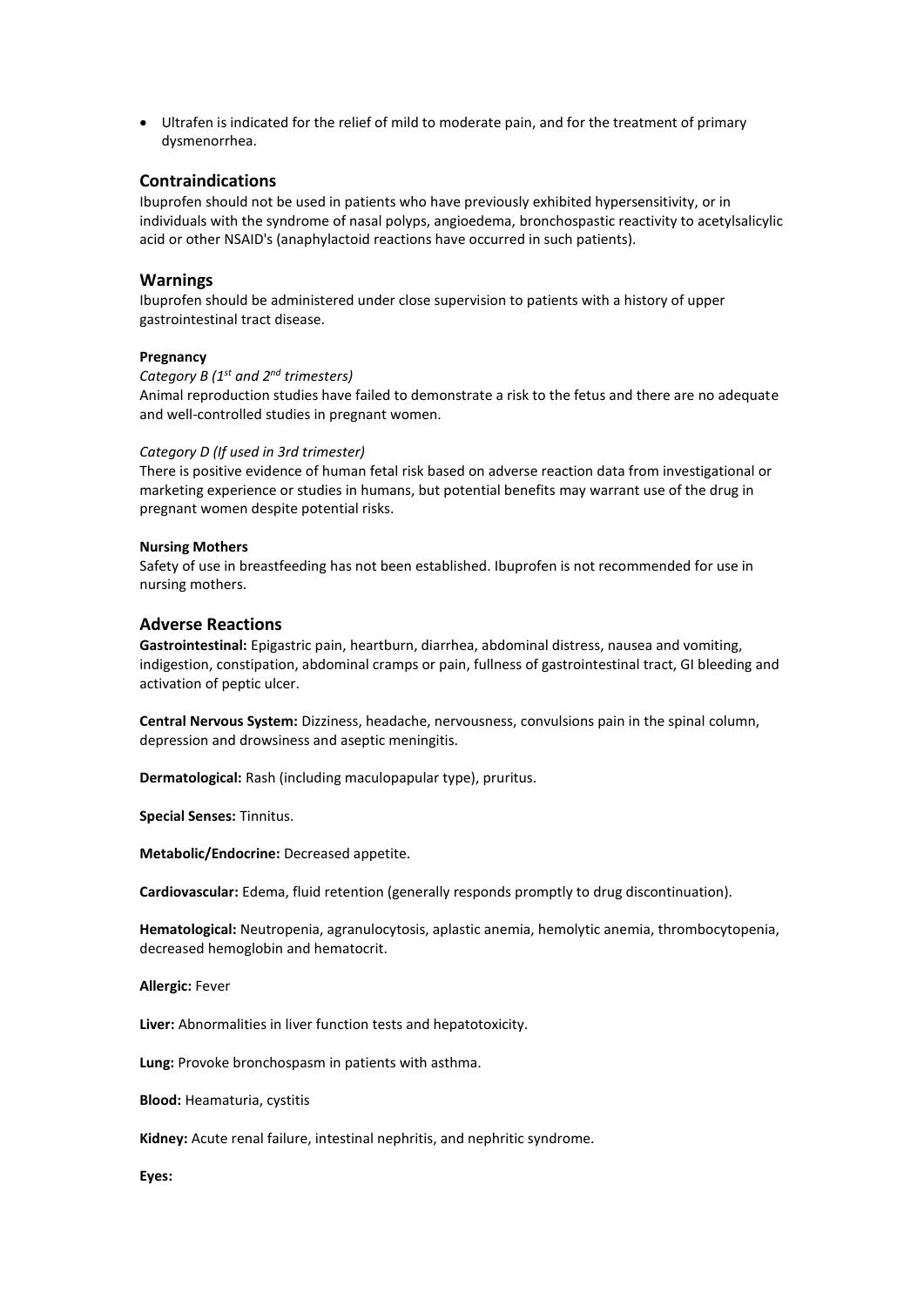- Ultrafen is indicated for the relief of mild to moderate pain, and for the treatment of primary dysmenorrhea.

## Contraindications

Ibuprofen should not be used in patients who have previously exhibited hypersensitivity, or in individuals with the syndrome of nasal polyps, angioedema, bronchospastic reactivity to acetylsalicylic acid or other NSAID's (anaphylactoid reactions have occurred in such patients).

## Warnings

Ibuprofen should be administered under close supervision to patients with a history of upper gastrointestinal tract disease.

**Pregnancy**

*Category B (1st and 2nd trimesters)*

Animal reproduction studies have failed to demonstrate a risk to the fetus and there are no adequate and well-controlled studies in pregnant women.

*Category D (If used in 3rd trimester)*

There is positive evidence of human fetal risk based on adverse reaction data from investigational or marketing experience or studies in humans, but potential benefits may warrant use of the drug in pregnant women despite potential risks.

**Nursing Mothers**

Safety of use in breastfeeding has not been established. Ibuprofen is not recommended for use in nursing mothers.

## Adverse Reactions

**Gastrointestinal:** Epigastric pain, heartburn, diarrhea, abdominal distress, nausea and vomiting, indigestion, constipation, abdominal cramps or pain, fullness of gastrointestinal tract, GI bleeding and activation of peptic ulcer.

**Central Nervous System:** Dizziness, headache, nervousness, convulsions pain in the spinal column, depression and drowsiness and aseptic meningitis.

**Dermatological:** Rash (including maculopapular type), pruritus.

**Special Senses:** Tinnitus.

**Metabolic/Endocrine:** Decreased appetite.

**Cardiovascular:** Edema, fluid retention (generally responds promptly to drug discontinuation).

**Hematological:** Neutropenia, agranulocytosis, aplastic anemia, hemolytic anemia, thrombocytopenia, decreased hemoglobin and hematocrit.

**Allergic:** Fever

**Liver:** Abnormalities in liver function tests and hepatotoxicity.

**Lung:** Provoke bronchospasm in patients with asthma.

**Blood:** Heamaturia, cystitis

**Kidney:** Acute renal failure, intestinal nephritis, and nephritic syndrome.

**Eyes:**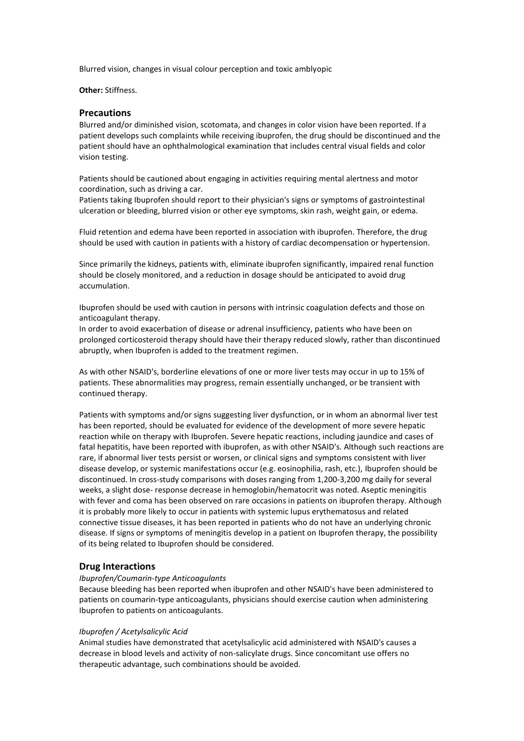Blurred vision, changes in visual colour perception and toxic amblyopic

**Other:** Stiffness.

## Precautions

Blurred and/or diminished vision, scotomata, and changes in color vision have been reported. If a patient develops such complaints while receiving ibuprofen, the drug should be discontinued and the patient should have an ophthalmological examination that includes central visual fields and color vision testing.

Patients should be cautioned about engaging in activities requiring mental alertness and motor coordination, such as driving a car.
Patients taking Ibuprofen should report to their physician's signs or symptoms of gastrointestinal ulceration or bleeding, blurred vision or other eye symptoms, skin rash, weight gain, or edema.

Fluid retention and edema have been reported in association with ibuprofen. Therefore, the drug should be used with caution in patients with a history of cardiac decompensation or hypertension.

Since primarily the kidneys, patients with, eliminate ibuprofen significantly, impaired renal function should be closely monitored, and a reduction in dosage should be anticipated to avoid drug accumulation.

Ibuprofen should be used with caution in persons with intrinsic coagulation defects and those on anticoagulant therapy.
In order to avoid exacerbation of disease or adrenal insufficiency, patients who have been on prolonged corticosteroid therapy should have their therapy reduced slowly, rather than discontinued abruptly, when Ibuprofen is added to the treatment regimen.

As with other NSAID's, borderline elevations of one or more liver tests may occur in up to 15% of patients. These abnormalities may progress, remain essentially unchanged, or be transient with continued therapy.

Patients with symptoms and/or signs suggesting liver dysfunction, or in whom an abnormal liver test has been reported, should be evaluated for evidence of the development of more severe hepatic reaction while on therapy with Ibuprofen. Severe hepatic reactions, including jaundice and cases of fatal hepatitis, have been reported with ibuprofen, as with other NSAID's. Although such reactions are rare, if abnormal liver tests persist or worsen, or clinical signs and symptoms consistent with liver disease develop, or systemic manifestations occur (e.g. eosinophilia, rash, etc.), Ibuprofen should be discontinued. In cross-study comparisons with doses ranging from 1,200-3,200 mg daily for several weeks, a slight dose- response decrease in hemoglobin/hematocrit was noted. Aseptic meningitis with fever and coma has been observed on rare occasions in patients on ibuprofen therapy. Although it is probably more likely to occur in patients with systemic lupus erythematosus and related connective tissue diseases, it has been reported in patients who do not have an underlying chronic disease. If signs or symptoms of meningitis develop in a patient on Ibuprofen therapy, the possibility of its being related to Ibuprofen should be considered.

## Drug Interactions

*Ibuprofen/Coumarin-type Anticoagulants*
Because bleeding has been reported when ibuprofen and other NSAID's have been administered to patients on coumarin-type anticoagulants, physicians should exercise caution when administering Ibuprofen to patients on anticoagulants.

*Ibuprofen / Acetylsalicylic Acid*
Animal studies have demonstrated that acetylsalicylic acid administered with NSAID's causes a decrease in blood levels and activity of non-salicylate drugs. Since concomitant use offers no therapeutic advantage, such combinations should be avoided.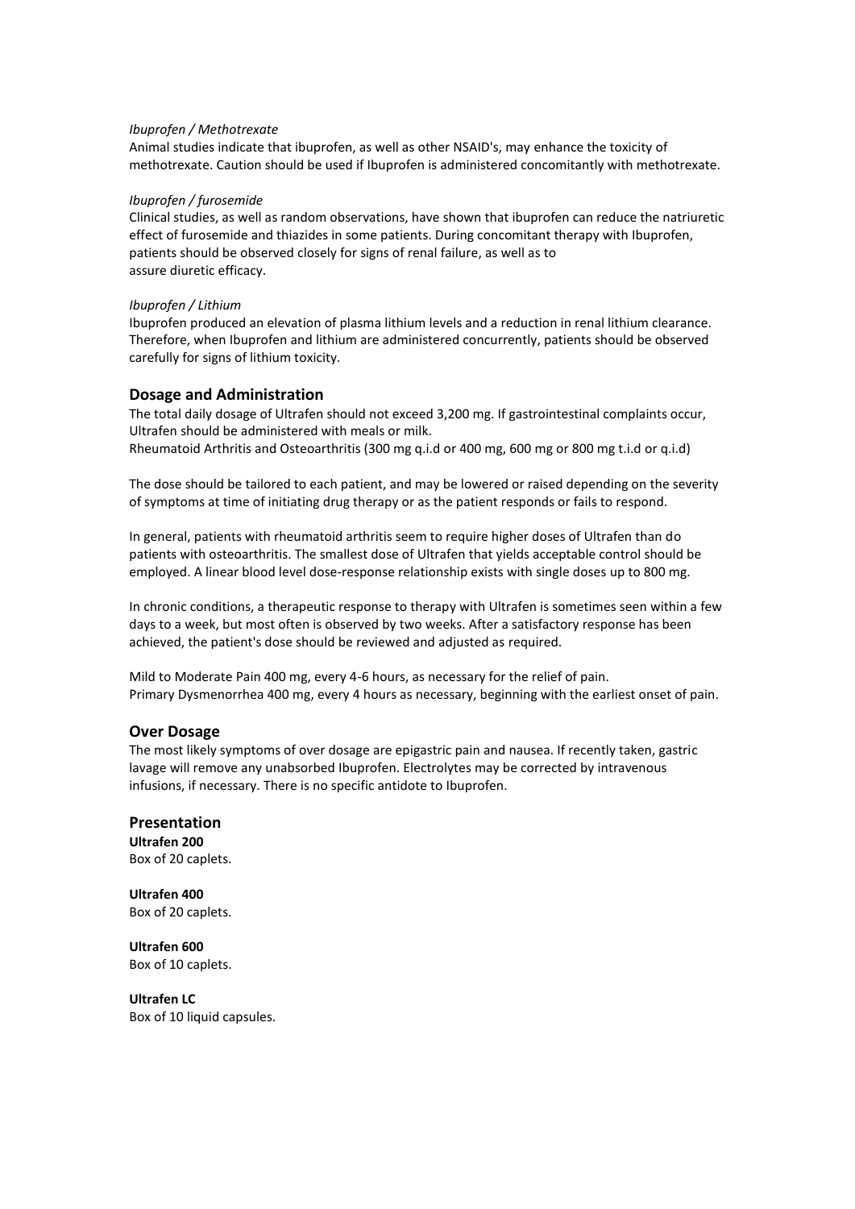*Ibuprofen / Methotrexate*

Animal studies indicate that ibuprofen, as well as other NSAID's, may enhance the toxicity of methotrexate. Caution should be used if Ibuprofen is administered concomitantly with methotrexate.

*Ibuprofen / furosemide*

Clinical studies, as well as random observations, have shown that ibuprofen can reduce the natriuretic effect of furosemide and thiazides in some patients. During concomitant therapy with Ibuprofen, patients should be observed closely for signs of renal failure, as well as to assure diuretic efficacy.

*Ibuprofen / Lithium*

Ibuprofen produced an elevation of plasma lithium levels and a reduction in renal lithium clearance. Therefore, when Ibuprofen and lithium are administered concurrently, patients should be observed carefully for signs of lithium toxicity.

## Dosage and Administration

The total daily dosage of Ultrafen should not exceed 3,200 mg. If gastrointestinal complaints occur, Ultrafen should be administered with meals or milk.
Rheumatoid Arthritis and Osteoarthritis (300 mg q.i.d or 400 mg, 600 mg or 800 mg t.i.d or q.i.d)

The dose should be tailored to each patient, and may be lowered or raised depending on the severity of symptoms at time of initiating drug therapy or as the patient responds or fails to respond.

In general, patients with rheumatoid arthritis seem to require higher doses of Ultrafen than do patients with osteoarthritis. The smallest dose of Ultrafen that yields acceptable control should be employed. A linear blood level dose-response relationship exists with single doses up to 800 mg.

In chronic conditions, a therapeutic response to therapy with Ultrafen is sometimes seen within a few days to a week, but most often is observed by two weeks. After a satisfactory response has been achieved, the patient's dose should be reviewed and adjusted as required.

Mild to Moderate Pain 400 mg, every 4-6 hours, as necessary for the relief of pain.
Primary Dysmenorrhea 400 mg, every 4 hours as necessary, beginning with the earliest onset of pain.

## Over Dosage

The most likely symptoms of over dosage are epigastric pain and nausea. If recently taken, gastric lavage will remove any unabsorbed Ibuprofen. Electrolytes may be corrected by intravenous infusions, if necessary. There is no specific antidote to Ibuprofen.

## Presentation

**Ultrafen 200**
Box of 20 caplets.

**Ultrafen 400**
Box of 20 caplets.

**Ultrafen 600**
Box of 10 caplets.

**Ultrafen LC**
Box of 10 liquid capsules.